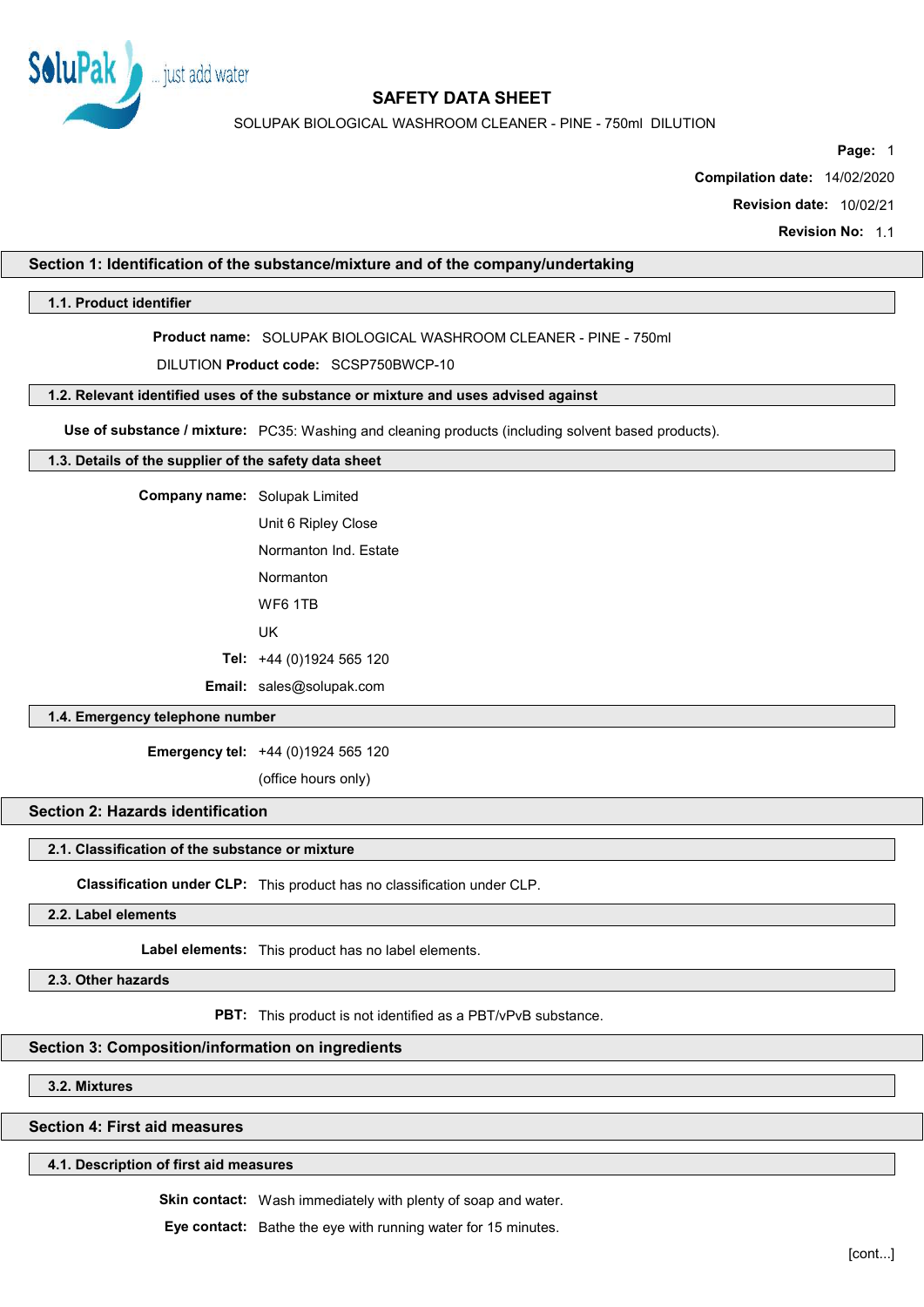# SAFETY DATA SHEET

SOLUPAK BIOLOGICAL WASHROOM CLEANER - PINE - 750ml DILUTION

**Compilation date:** 14/02/2020

**Revision date:** 10/02/21

**Revision No:** 1.1

## Section 1: Identification of the substance/mixture and of the company/undertaking

### 1.1. Product identifier

**Product name:** SOLUPAK BIOLOGICAL WASHROOM CLEANER - PINE - 750ml DILUTION

**Product code:** SCSP750BWCP-10

### 1.2. Relevant identified uses of the substance or mixture and uses advised against

**Use of substance / mixture:** PC35: Washing and cleaning products (including solvent based products).

### 1.3. Details of the supplier of the safety data sheet

**Company name:** Solupak Limited
Unit 6 Ripley Close
Normanton Ind. Estate
Normanton
WF6 1TB
UK

**Tel:** +44 (0)1924 565 120

**Email:** sales@solupak.com

### 1.4. Emergency telephone number

**Emergency tel:** +44 (0)1924 565 120
(office hours only)

## Section 2: Hazards identification

### 2.1. Classification of the substance or mixture

**Classification under CLP:** This product has no classification under CLP.

### 2.2. Label elements

**Label elements:** This product has no label elements.

### 2.3. Other hazards

**PBT:** This product is not identified as a PBT/vPvB substance.

## Section 3: Composition/information on ingredients

### 3.2. Mixtures

## Section 4: First aid measures

### 4.1. Description of first aid measures

**Skin contact:** Wash immediately with plenty of soap and water.

**Eye contact:** Bathe the eye with running water for 15 minutes.

[cont...]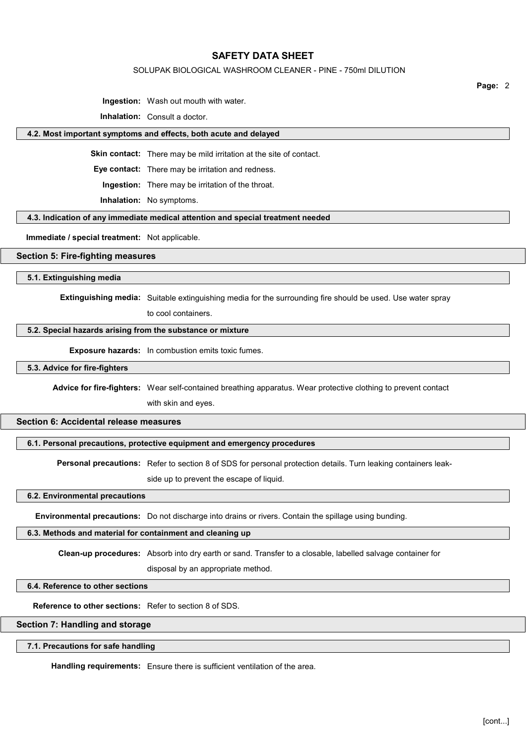**Ingestion:** Wash out mouth with water.

**Inhalation:** Consult a doctor.

### 4.2. Most important symptoms and effects, both acute and delayed

**Skin contact:** There may be mild irritation at the site of contact.

**Eye contact:** There may be irritation and redness.

**Ingestion:** There may be irritation of the throat.

**Inhalation:** No symptoms.

### 4.3. Indication of any immediate medical attention and special treatment needed

**Immediate / special treatment:** Not applicable.

## Section 5: Fire-fighting measures

### 5.1. Extinguishing media

**Extinguishing media:** Suitable extinguishing media for the surrounding fire should be used. Use water spray to cool containers.

### 5.2. Special hazards arising from the substance or mixture

**Exposure hazards:** In combustion emits toxic fumes.

### 5.3. Advice for fire-fighters

**Advice for fire-fighters:** Wear self-contained breathing apparatus. Wear protective clothing to prevent contact with skin and eyes.

## Section 6: Accidental release measures

### 6.1. Personal precautions, protective equipment and emergency procedures

**Personal precautions:** Refer to section 8 of SDS for personal protection details. Turn leaking containers leak-side up to prevent the escape of liquid.

### 6.2. Environmental precautions

**Environmental precautions:** Do not discharge into drains or rivers. Contain the spillage using bunding.

### 6.3. Methods and material for containment and cleaning up

**Clean-up procedures:** Absorb into dry earth or sand. Transfer to a closable, labelled salvage container for disposal by an appropriate method.

### 6.4. Reference to other sections

**Reference to other sections:** Refer to section 8 of SDS.

## Section 7: Handling and storage

### 7.1. Precautions for safe handling

**Handling requirements:** Ensure there is sufficient ventilation of the area.

[cont...]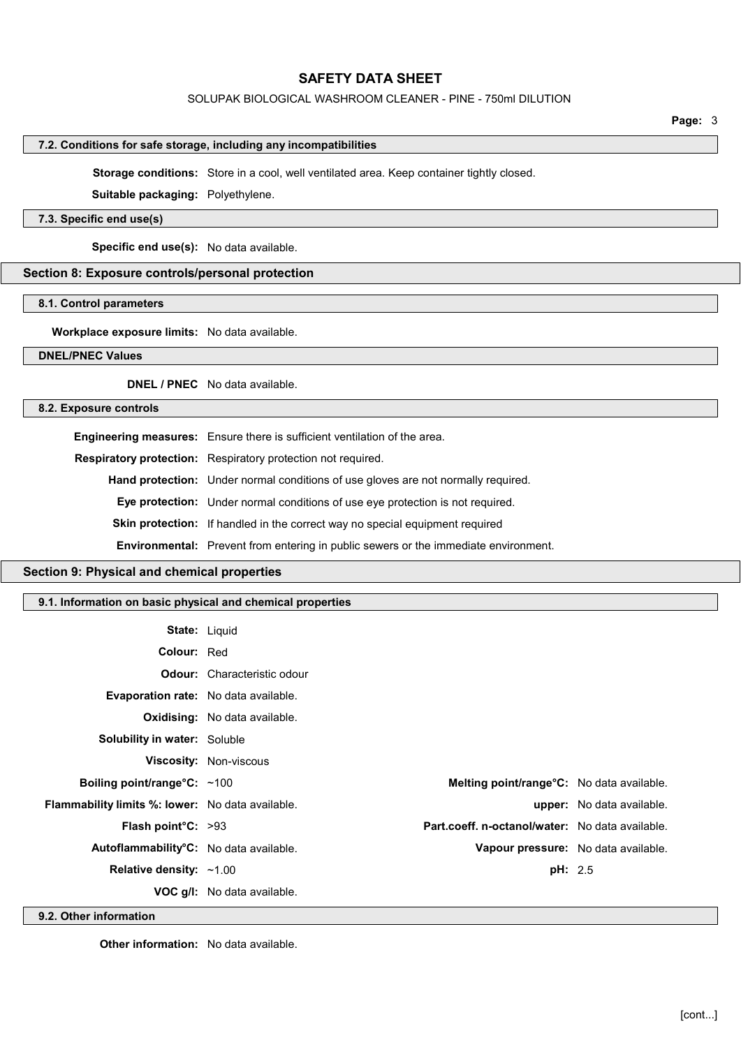### 7.2. Conditions for safe storage, including any incompatibilities

**Storage conditions:** Store in a cool, well ventilated area. Keep container tightly closed.

**Suitable packaging:** Polyethylene.

### 7.3. Specific end use(s)

**Specific end use(s):** No data available.

## Section 8: Exposure controls/personal protection

### 8.1. Control parameters

**Workplace exposure limits:** No data available.

### DNEL/PNEC Values

**DNEL / PNEC** No data available.

### 8.2. Exposure controls

**Engineering measures:** Ensure there is sufficient ventilation of the area.

**Respiratory protection:** Respiratory protection not required.

**Hand protection:** Under normal conditions of use gloves are not normally required.

**Eye protection:** Under normal conditions of use eye protection is not required.

**Skin protection:** If handled in the correct way no special equipment required

**Environmental:** Prevent from entering in public sewers or the immediate environment.

## Section 9: Physical and chemical properties

### 9.1. Information on basic physical and chemical properties

**State:** Liquid

**Colour:** Red

**Odour:** Characteristic odour

**Evaporation rate:** No data available.

**Oxidising:** No data available.

**Solubility in water:** Soluble

**Viscosity:** Non-viscous

| | | | |
|---|---|---|---|
| **Boiling point/range°C:** | ~100 | **Melting point/range°C:** | No data available. |
| **Flammability limits %: lower:** | No data available. | **upper:** | No data available. |
| **Flash point°C:** | >93 | **Part.coeff. n-octanol/water:** | No data available. |
| **Autoflammability°C:** | No data available. | **Vapour pressure:** | No data available. |
| **Relative density:** | ~1.00 | **pH:** | 2.5 |
| **VOC g/l:** | No data available. | | |

### 9.2. Other information

**Other information:** No data available.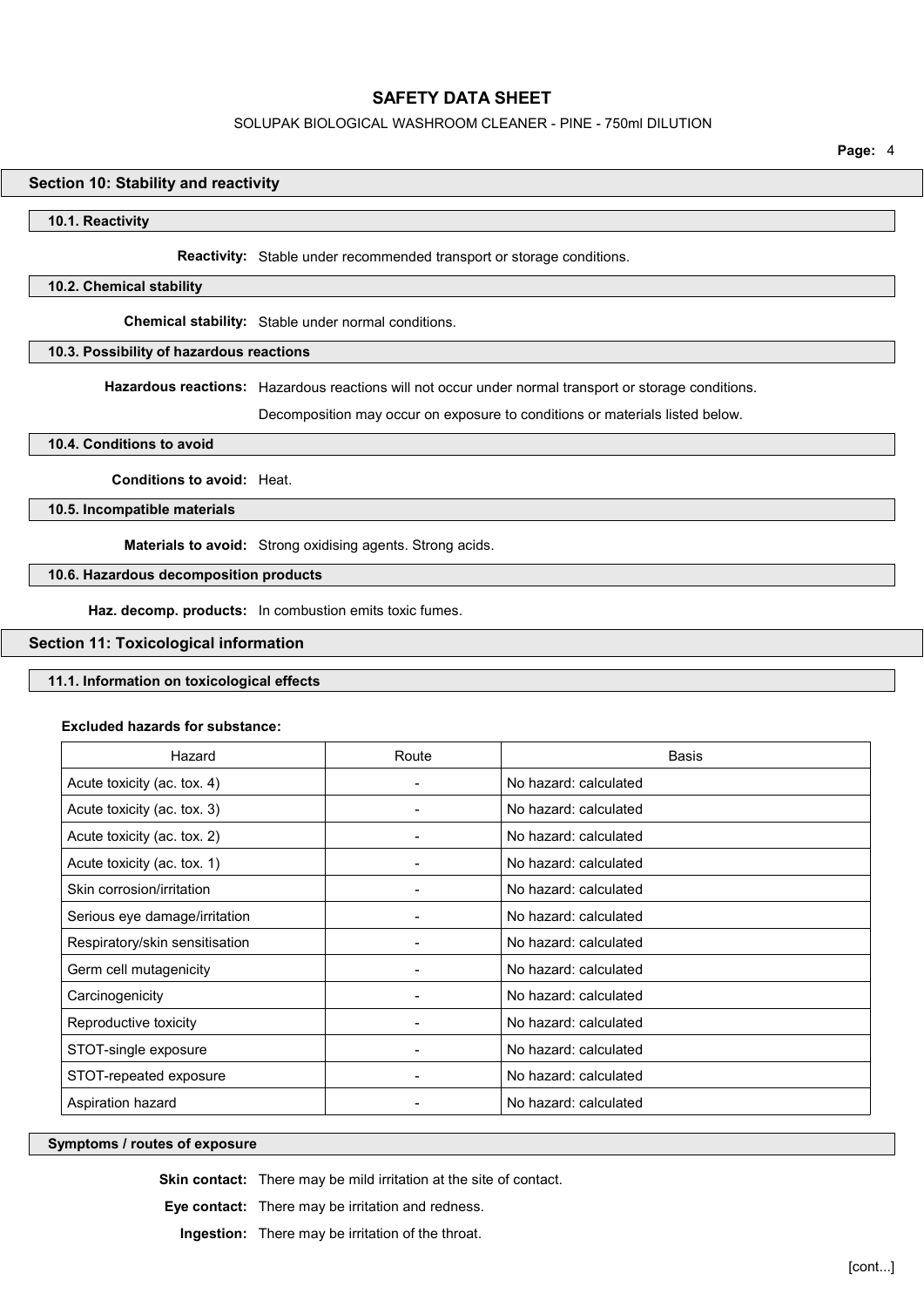## Section 10: Stability and reactivity

### 10.1. Reactivity

**Reactivity:** Stable under recommended transport or storage conditions.

### 10.2. Chemical stability

**Chemical stability:** Stable under normal conditions.

### 10.3. Possibility of hazardous reactions

**Hazardous reactions:** Hazardous reactions will not occur under normal transport or storage conditions.

Decomposition may occur on exposure to conditions or materials listed below.

### 10.4. Conditions to avoid

**Conditions to avoid:** Heat.

### 10.5. Incompatible materials

**Materials to avoid:** Strong oxidising agents. Strong acids.

### 10.6. Hazardous decomposition products

**Haz. decomp. products:** In combustion emits toxic fumes.

## Section 11: Toxicological information

### 11.1. Information on toxicological effects

**Excluded hazards for substance:**

| Hazard | Route | Basis |
|---|---|---|
| Acute toxicity (ac. tox. 4) | - | No hazard: calculated |
| Acute toxicity (ac. tox. 3) | - | No hazard: calculated |
| Acute toxicity (ac. tox. 2) | - | No hazard: calculated |
| Acute toxicity (ac. tox. 1) | - | No hazard: calculated |
| Skin corrosion/irritation | - | No hazard: calculated |
| Serious eye damage/irritation | - | No hazard: calculated |
| Respiratory/skin sensitisation | - | No hazard: calculated |
| Germ cell mutagenicity | - | No hazard: calculated |
| Carcinogenicity | - | No hazard: calculated |
| Reproductive toxicity | - | No hazard: calculated |
| STOT-single exposure | - | No hazard: calculated |
| STOT-repeated exposure | - | No hazard: calculated |
| Aspiration hazard | - | No hazard: calculated |

### Symptoms / routes of exposure

**Skin contact:** There may be mild irritation at the site of contact.

**Eye contact:** There may be irritation and redness.

**Ingestion:** There may be irritation of the throat.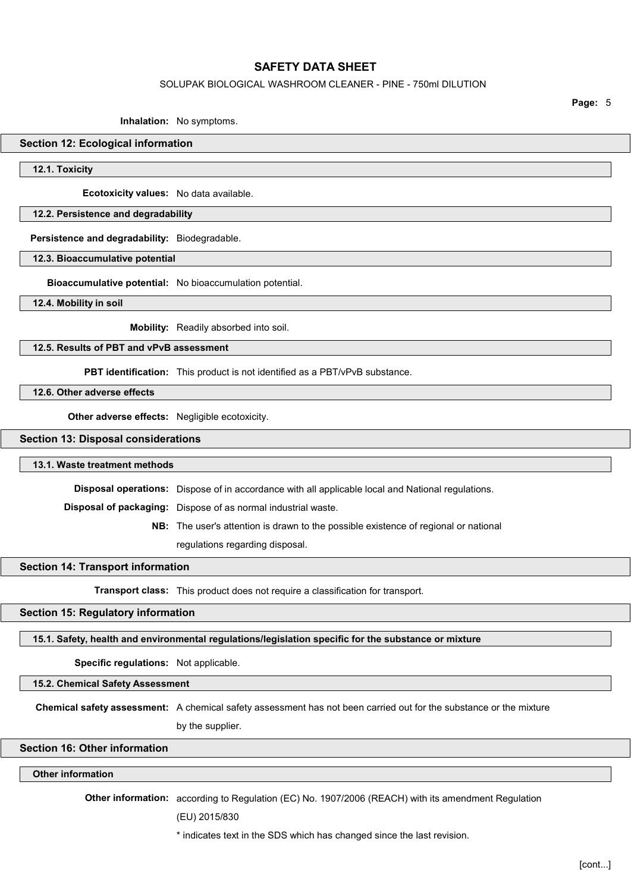**Inhalation:** No symptoms.

## Section 12: Ecological information

### 12.1. Toxicity

**Ecotoxicity values:** No data available.

### 12.2. Persistence and degradability

**Persistence and degradability:** Biodegradable.

### 12.3. Bioaccumulative potential

**Bioaccumulative potential:** No bioaccumulation potential.

### 12.4. Mobility in soil

**Mobility:** Readily absorbed into soil.

### 12.5. Results of PBT and vPvB assessment

**PBT identification:** This product is not identified as a PBT/vPvB substance.

### 12.6. Other adverse effects

**Other adverse effects:** Negligible ecotoxicity.

## Section 13: Disposal considerations

### 13.1. Waste treatment methods

**Disposal operations:** Dispose of in accordance with all applicable local and National regulations.

**Disposal of packaging:** Dispose of as normal industrial waste.

**NB:** The user's attention is drawn to the possible existence of regional or national regulations regarding disposal.

## Section 14: Transport information

**Transport class:** This product does not require a classification for transport.

## Section 15: Regulatory information

### 15.1. Safety, health and environmental regulations/legislation specific for the substance or mixture

**Specific regulations:** Not applicable.

### 15.2. Chemical Safety Assessment

**Chemical safety assessment:** A chemical safety assessment has not been carried out for the substance or the mixture by the supplier.

## Section 16: Other information

### Other information

**Other information:** according to Regulation (EC) No. 1907/2006 (REACH) with its amendment Regulation (EU) 2015/830

* indicates text in the SDS which has changed since the last revision.

[cont...]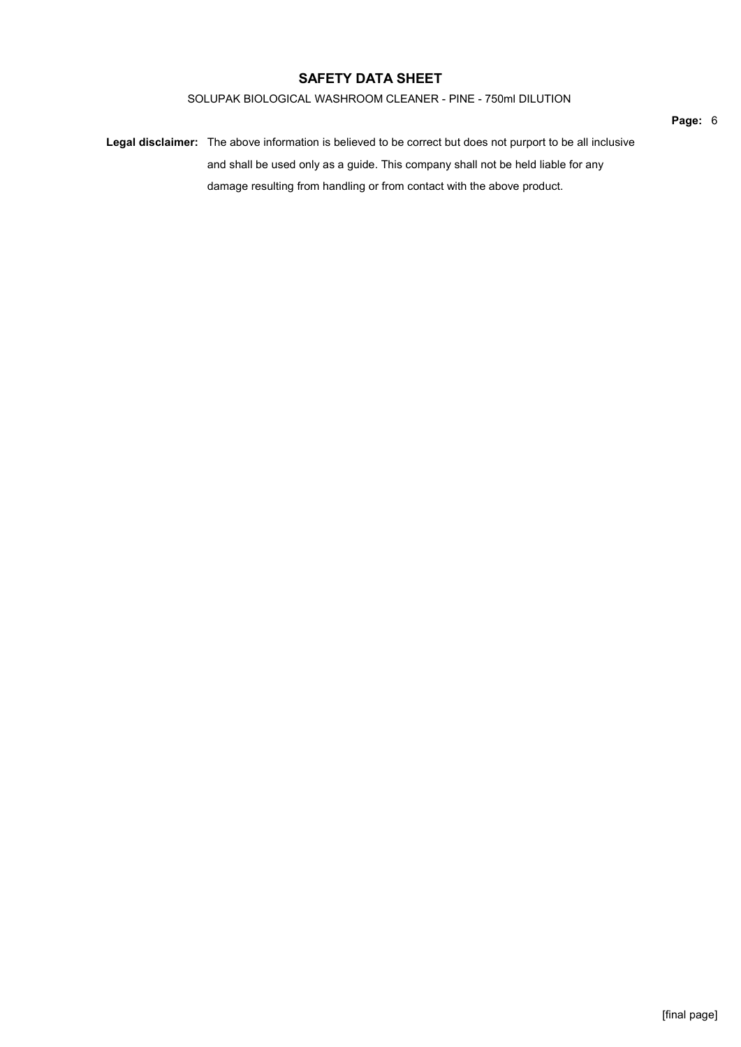**Legal disclaimer:** The above information is believed to be correct but does not purport to be all inclusive and shall be used only as a guide. This company shall not be held liable for any damage resulting from handling or from contact with the above product.

[final page]